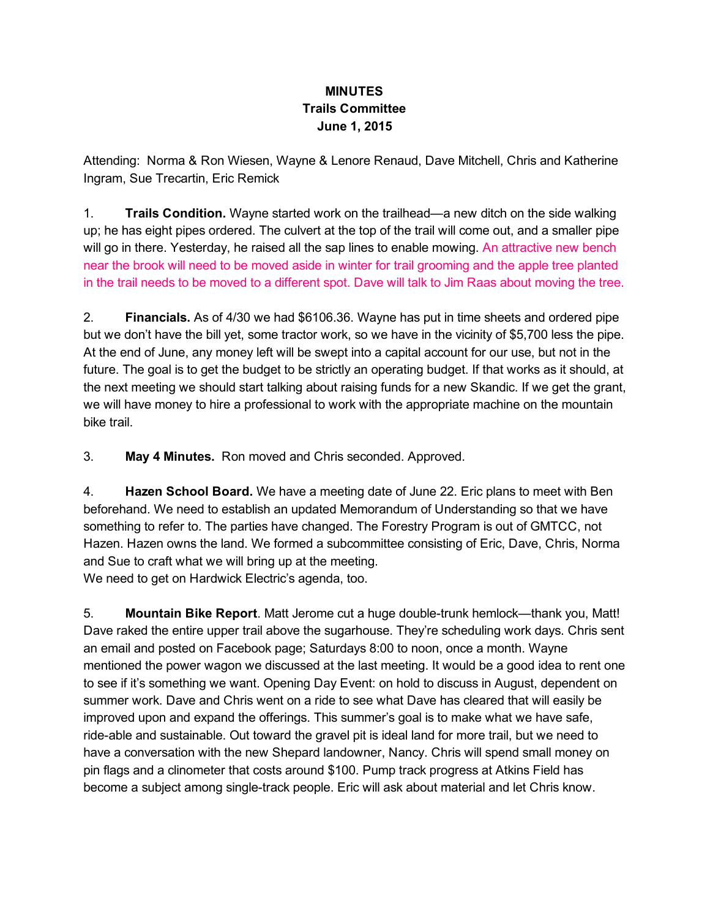**MINUTES**
**Trails Committee**
**June 1, 2015**

Attending: Norma & Ron Wiesen, Wayne & Lenore Renaud, Dave Mitchell, Chris and Katherine Ingram, Sue Trecartin, Eric Remick

1. **Trails Condition.** Wayne started work on the trailhead—a new ditch on the side walking up; he has eight pipes ordered. The culvert at the top of the trail will come out, and a smaller pipe will go in there. Yesterday, he raised all the sap lines to enable mowing. An attractive new bench near the brook will need to be moved aside in winter for trail grooming and the apple tree planted in the trail needs to be moved to a different spot. Dave will talk to Jim Raas about moving the tree.

2. **Financials.** As of 4/30 we had $6106.36. Wayne has put in time sheets and ordered pipe but we don't have the bill yet, some tractor work, so we have in the vicinity of $5,700 less the pipe. At the end of June, any money left will be swept into a capital account for our use, but not in the future. The goal is to get the budget to be strictly an operating budget. If that works as it should, at the next meeting we should start talking about raising funds for a new Skandic. If we get the grant, we will have money to hire a professional to work with the appropriate machine on the mountain bike trail.

3. **May 4 Minutes.** Ron moved and Chris seconded. Approved.

4. **Hazen School Board.** We have a meeting date of June 22. Eric plans to meet with Ben beforehand. We need to establish an updated Memorandum of Understanding so that we have something to refer to. The parties have changed. The Forestry Program is out of GMTCC, not Hazen. Hazen owns the land. We formed a subcommittee consisting of Eric, Dave, Chris, Norma and Sue to craft what we will bring up at the meeting.
We need to get on Hardwick Electric's agenda, too.

5. **Mountain Bike Report**. Matt Jerome cut a huge double-trunk hemlock—thank you, Matt! Dave raked the entire upper trail above the sugarhouse. They're scheduling work days. Chris sent an email and posted on Facebook page; Saturdays 8:00 to noon, once a month. Wayne mentioned the power wagon we discussed at the last meeting. It would be a good idea to rent one to see if it's something we want. Opening Day Event: on hold to discuss in August, dependent on summer work. Dave and Chris went on a ride to see what Dave has cleared that will easily be improved upon and expand the offerings. This summer's goal is to make what we have safe, ride-able and sustainable. Out toward the gravel pit is ideal land for more trail, but we need to have a conversation with the new Shepard landowner, Nancy. Chris will spend small money on pin flags and a clinometer that costs around $100. Pump track progress at Atkins Field has become a subject among single-track people. Eric will ask about material and let Chris know.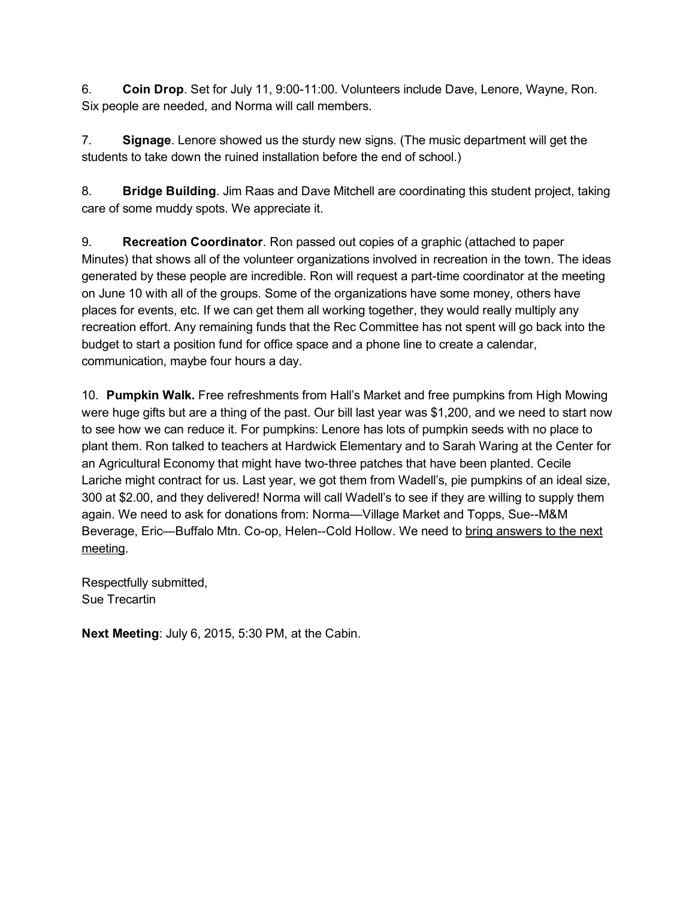6. **Coin Drop**. Set for July 11, 9:00-11:00. Volunteers include Dave, Lenore, Wayne, Ron. Six people are needed, and Norma will call members.

7. **Signage**. Lenore showed us the sturdy new signs. (The music department will get the students to take down the ruined installation before the end of school.)

8. **Bridge Building**. Jim Raas and Dave Mitchell are coordinating this student project, taking care of some muddy spots. We appreciate it.

9. **Recreation Coordinator**. Ron passed out copies of a graphic (attached to paper Minutes) that shows all of the volunteer organizations involved in recreation in the town. The ideas generated by these people are incredible. Ron will request a part-time coordinator at the meeting on June 10 with all of the groups. Some of the organizations have some money, others have places for events, etc. If we can get them all working together, they would really multiply any recreation effort. Any remaining funds that the Rec Committee has not spent will go back into the budget to start a position fund for office space and a phone line to create a calendar, communication, maybe four hours a day.

10. **Pumpkin Walk.** Free refreshments from Hall's Market and free pumpkins from High Mowing were huge gifts but are a thing of the past. Our bill last year was $1,200, and we need to start now to see how we can reduce it. For pumpkins: Lenore has lots of pumpkin seeds with no place to plant them. Ron talked to teachers at Hardwick Elementary and to Sarah Waring at the Center for an Agricultural Economy that might have two-three patches that have been planted. Cecile Lariche might contract for us. Last year, we got them from Wadell's, pie pumpkins of an ideal size, 300 at $2.00, and they delivered! Norma will call Wadell's to see if they are willing to supply them again. We need to ask for donations from: Norma—Village Market and Topps, Sue--M&M Beverage, Eric—Buffalo Mtn. Co-op, Helen--Cold Hollow. We need to <u>bring answers to the next meeting</u>.

Respectfully submitted,
Sue Trecartin

**Next Meeting**: July 6, 2015, 5:30 PM, at the Cabin.